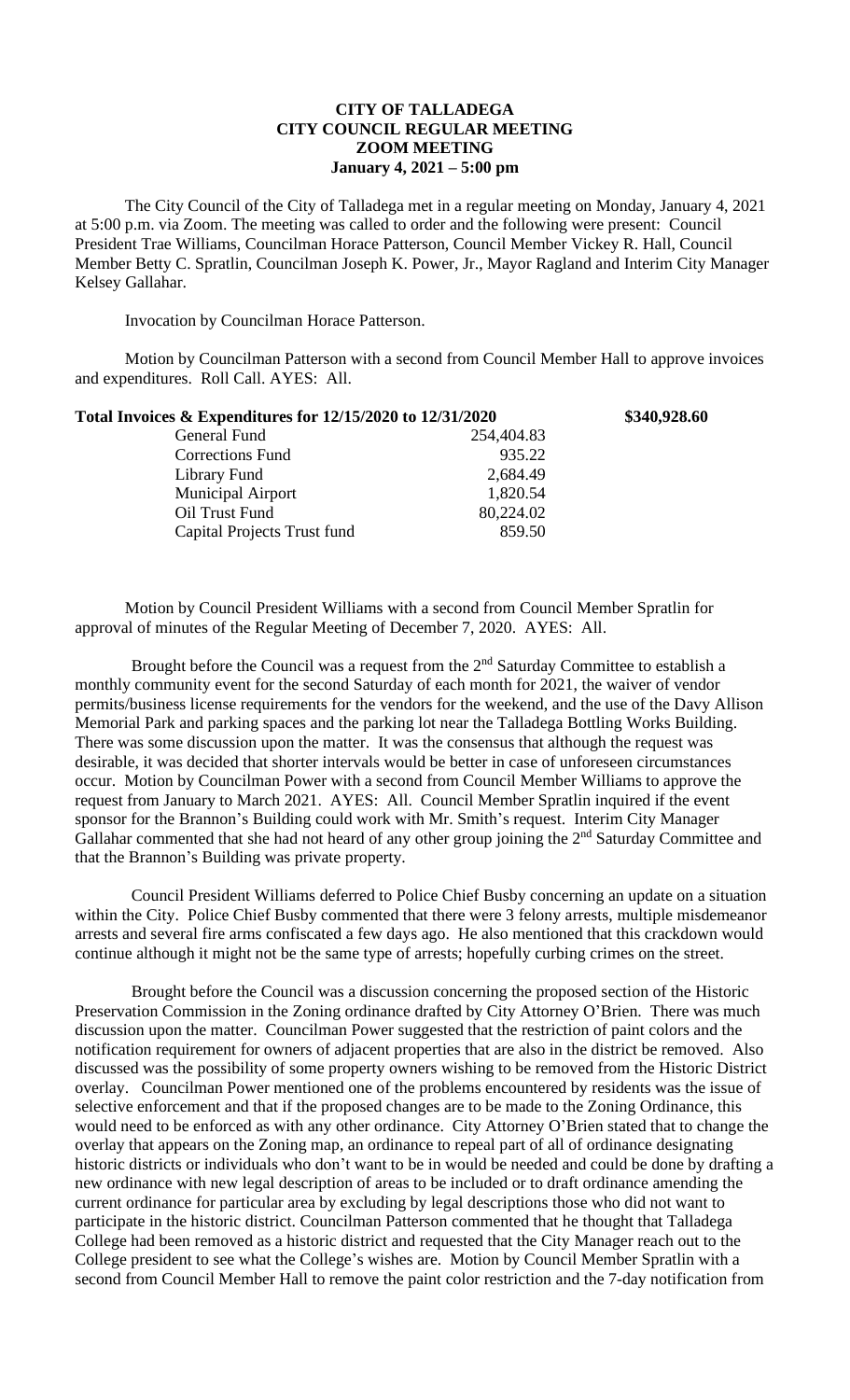**CITY OF TALLADEGA**
**CITY COUNCIL REGULAR MEETING**
**ZOOM MEETING**
**January 4, 2021 – 5:00 pm**

The City Council of the City of Talladega met in a regular meeting on Monday, January 4, 2021 at 5:00 p.m. via Zoom. The meeting was called to order and the following were present: Council President Trae Williams, Councilman Horace Patterson, Council Member Vickey R. Hall, Council Member Betty C. Spratlin, Councilman Joseph K. Power, Jr., Mayor Ragland and Interim City Manager Kelsey Gallahar.

Invocation by Councilman Horace Patterson.

Motion by Councilman Patterson with a second from Council Member Hall to approve invoices and expenditures. Roll Call. AYES: All.

| **Total Invoices & Expenditures for 12/15/2020 to 12/31/2020** | | **\$340,928.60** |
|---|---|---|
| General Fund | 254,404.83 | |
| Corrections Fund | 935.22 | |
| Library Fund | 2,684.49 | |
| Municipal Airport | 1,820.54 | |
| Oil Trust Fund | 80,224.02 | |
| Capital Projects Trust fund | 859.50 | |

Motion by Council President Williams with a second from Council Member Spratlin for approval of minutes of the Regular Meeting of December 7, 2020. AYES: All.

Brought before the Council was a request from the 2nd Saturday Committee to establish a monthly community event for the second Saturday of each month for 2021, the waiver of vendor permits/business license requirements for the vendors for the weekend, and the use of the Davy Allison Memorial Park and parking spaces and the parking lot near the Talladega Bottling Works Building. There was some discussion upon the matter. It was the consensus that although the request was desirable, it was decided that shorter intervals would be better in case of unforeseen circumstances occur. Motion by Councilman Power with a second from Council Member Williams to approve the request from January to March 2021. AYES: All. Council Member Spratlin inquired if the event sponsor for the Brannon's Building could work with Mr. Smith's request. Interim City Manager Gallahar commented that she had not heard of any other group joining the 2nd Saturday Committee and that the Brannon's Building was private property.

Council President Williams deferred to Police Chief Busby concerning an update on a situation within the City. Police Chief Busby commented that there were 3 felony arrests, multiple misdemeanor arrests and several fire arms confiscated a few days ago. He also mentioned that this crackdown would continue although it might not be the same type of arrests; hopefully curbing crimes on the street.

Brought before the Council was a discussion concerning the proposed section of the Historic Preservation Commission in the Zoning ordinance drafted by City Attorney O'Brien. There was much discussion upon the matter. Councilman Power suggested that the restriction of paint colors and the notification requirement for owners of adjacent properties that are also in the district be removed. Also discussed was the possibility of some property owners wishing to be removed from the Historic District overlay. Councilman Power mentioned one of the problems encountered by residents was the issue of selective enforcement and that if the proposed changes are to be made to the Zoning Ordinance, this would need to be enforced as with any other ordinance. City Attorney O'Brien stated that to change the overlay that appears on the Zoning map, an ordinance to repeal part of all of ordinance designating historic districts or individuals who don't want to be in would be needed and could be done by drafting a new ordinance with new legal description of areas to be included or to draft ordinance amending the current ordinance for particular area by excluding by legal descriptions those who did not want to participate in the historic district. Councilman Patterson commented that he thought that Talladega College had been removed as a historic district and requested that the City Manager reach out to the College president to see what the College's wishes are. Motion by Council Member Spratlin with a second from Council Member Hall to remove the paint color restriction and the 7-day notification from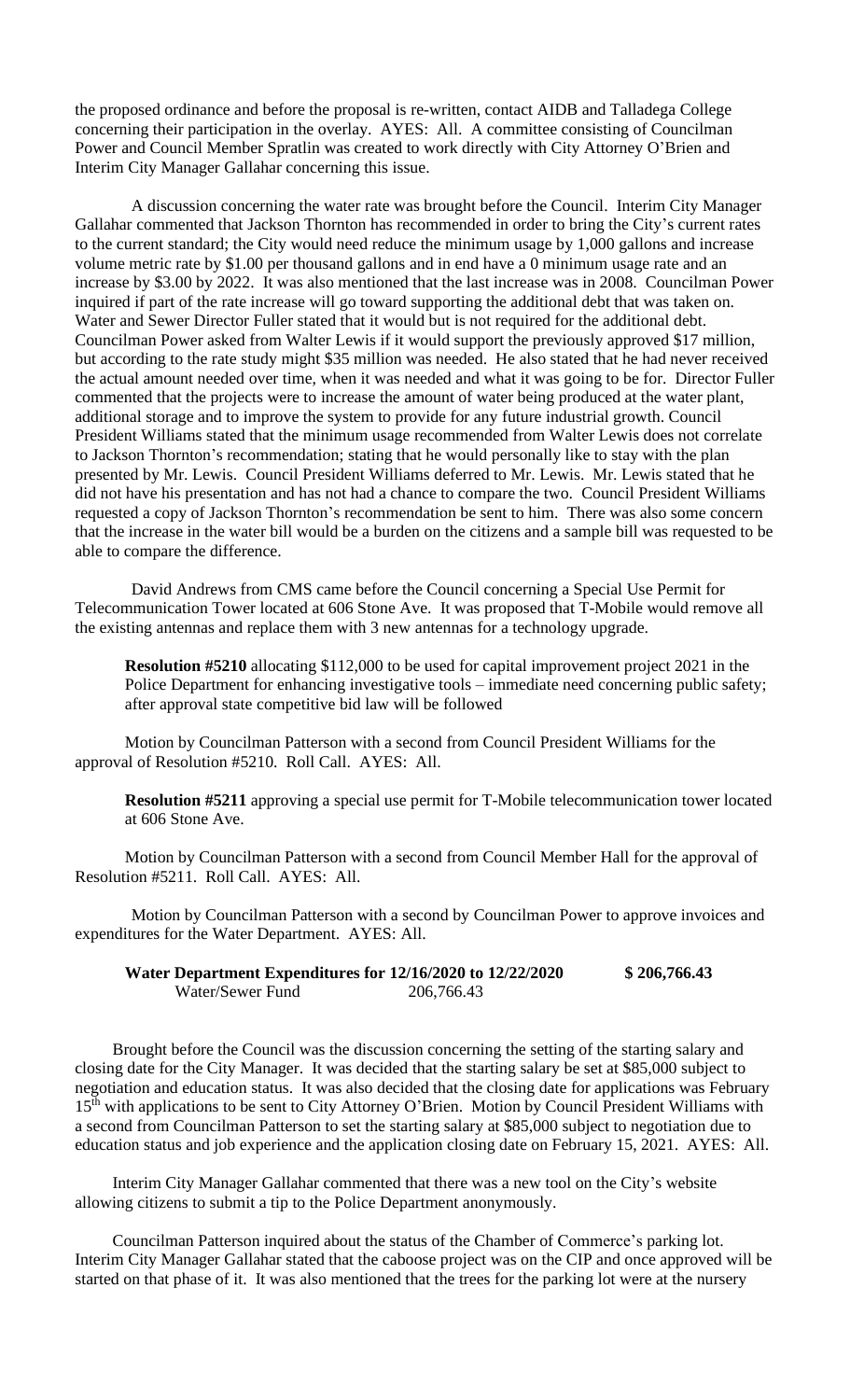the proposed ordinance and before the proposal is re-written, contact AIDB and Talladega College concerning their participation in the overlay. AYES: All. A committee consisting of Councilman Power and Council Member Spratlin was created to work directly with City Attorney O'Brien and Interim City Manager Gallahar concerning this issue.

A discussion concerning the water rate was brought before the Council. Interim City Manager Gallahar commented that Jackson Thornton has recommended in order to bring the City's current rates to the current standard; the City would need reduce the minimum usage by 1,000 gallons and increase volume metric rate by $1.00 per thousand gallons and in end have a 0 minimum usage rate and an increase by $3.00 by 2022. It was also mentioned that the last increase was in 2008. Councilman Power inquired if part of the rate increase will go toward supporting the additional debt that was taken on. Water and Sewer Director Fuller stated that it would but is not required for the additional debt. Councilman Power asked from Walter Lewis if it would support the previously approved $17 million, but according to the rate study might $35 million was needed. He also stated that he had never received the actual amount needed over time, when it was needed and what it was going to be for. Director Fuller commented that the projects were to increase the amount of water being produced at the water plant, additional storage and to improve the system to provide for any future industrial growth. Council President Williams stated that the minimum usage recommended from Walter Lewis does not correlate to Jackson Thornton's recommendation; stating that he would personally like to stay with the plan presented by Mr. Lewis. Council President Williams deferred to Mr. Lewis. Mr. Lewis stated that he did not have his presentation and has not had a chance to compare the two. Council President Williams requested a copy of Jackson Thornton's recommendation be sent to him. There was also some concern that the increase in the water bill would be a burden on the citizens and a sample bill was requested to be able to compare the difference.

David Andrews from CMS came before the Council concerning a Special Use Permit for Telecommunication Tower located at 606 Stone Ave. It was proposed that T-Mobile would remove all the existing antennas and replace them with 3 new antennas for a technology upgrade.

**Resolution #5210** allocating $112,000 to be used for capital improvement project 2021 in the Police Department for enhancing investigative tools – immediate need concerning public safety; after approval state competitive bid law will be followed

Motion by Councilman Patterson with a second from Council President Williams for the approval of Resolution #5210. Roll Call. AYES: All.

**Resolution #5211** approving a special use permit for T-Mobile telecommunication tower located at 606 Stone Ave.

Motion by Councilman Patterson with a second from Council Member Hall for the approval of Resolution #5211. Roll Call. AYES: All.

Motion by Councilman Patterson with a second by Councilman Power to approve invoices and expenditures for the Water Department. AYES: All.

**Water Department Expenditures for 12/16/2020 to 12/22/2020 $ 206,766.43**
Water/Sewer Fund 206,766.43

Brought before the Council was the discussion concerning the setting of the starting salary and closing date for the City Manager. It was decided that the starting salary be set at $85,000 subject to negotiation and education status. It was also decided that the closing date for applications was February 15th with applications to be sent to City Attorney O'Brien. Motion by Council President Williams with a second from Councilman Patterson to set the starting salary at $85,000 subject to negotiation due to education status and job experience and the application closing date on February 15, 2021. AYES: All.

Interim City Manager Gallahar commented that there was a new tool on the City's website allowing citizens to submit a tip to the Police Department anonymously.

Councilman Patterson inquired about the status of the Chamber of Commerce's parking lot. Interim City Manager Gallahar stated that the caboose project was on the CIP and once approved will be started on that phase of it. It was also mentioned that the trees for the parking lot were at the nursery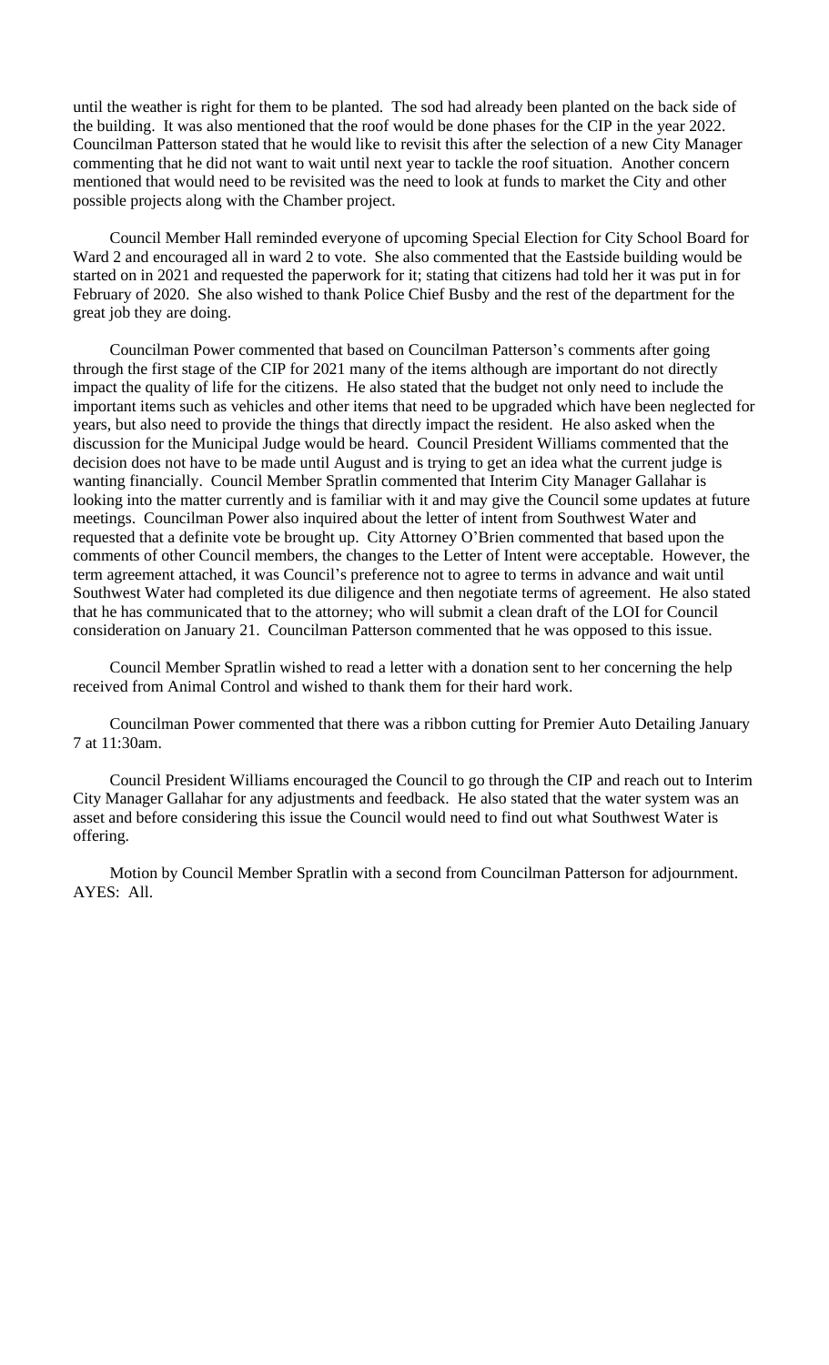until the weather is right for them to be planted. The sod had already been planted on the back side of the building. It was also mentioned that the roof would be done phases for the CIP in the year 2022. Councilman Patterson stated that he would like to revisit this after the selection of a new City Manager commenting that he did not want to wait until next year to tackle the roof situation. Another concern mentioned that would need to be revisited was the need to look at funds to market the City and other possible projects along with the Chamber project.

Council Member Hall reminded everyone of upcoming Special Election for City School Board for Ward 2 and encouraged all in ward 2 to vote. She also commented that the Eastside building would be started on in 2021 and requested the paperwork for it; stating that citizens had told her it was put in for February of 2020. She also wished to thank Police Chief Busby and the rest of the department for the great job they are doing.

Councilman Power commented that based on Councilman Patterson's comments after going through the first stage of the CIP for 2021 many of the items although are important do not directly impact the quality of life for the citizens. He also stated that the budget not only need to include the important items such as vehicles and other items that need to be upgraded which have been neglected for years, but also need to provide the things that directly impact the resident. He also asked when the discussion for the Municipal Judge would be heard. Council President Williams commented that the decision does not have to be made until August and is trying to get an idea what the current judge is wanting financially. Council Member Spratlin commented that Interim City Manager Gallahar is looking into the matter currently and is familiar with it and may give the Council some updates at future meetings. Councilman Power also inquired about the letter of intent from Southwest Water and requested that a definite vote be brought up. City Attorney O'Brien commented that based upon the comments of other Council members, the changes to the Letter of Intent were acceptable. However, the term agreement attached, it was Council's preference not to agree to terms in advance and wait until Southwest Water had completed its due diligence and then negotiate terms of agreement. He also stated that he has communicated that to the attorney; who will submit a clean draft of the LOI for Council consideration on January 21. Councilman Patterson commented that he was opposed to this issue.

Council Member Spratlin wished to read a letter with a donation sent to her concerning the help received from Animal Control and wished to thank them for their hard work.

Councilman Power commented that there was a ribbon cutting for Premier Auto Detailing January 7 at 11:30am.

Council President Williams encouraged the Council to go through the CIP and reach out to Interim City Manager Gallahar for any adjustments and feedback. He also stated that the water system was an asset and before considering this issue the Council would need to find out what Southwest Water is offering.

Motion by Council Member Spratlin with a second from Councilman Patterson for adjournment. AYES: All.